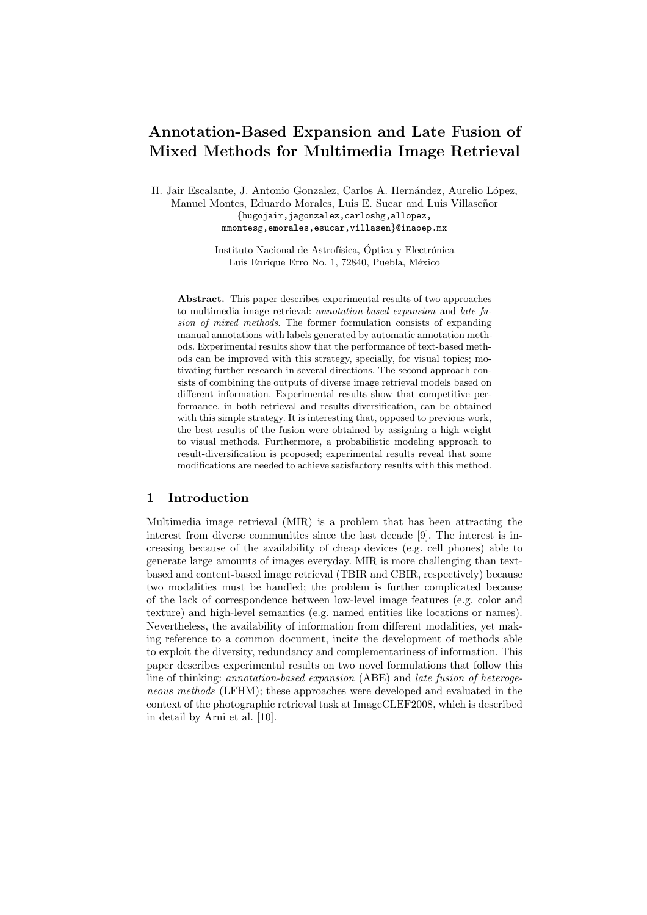# Annotation-Based Expansion and Late Fusion of Mixed Methods for Multimedia Image Retrieval

H. Jair Escalante, J. Antonio Gonzalez, Carlos A. Hernández, Aurelio López, Manuel Montes, Eduardo Morales, Luis E. Sucar and Luis Villaseñor
{hugojair,jagonzalez,carloshg,allopez, mmontesg,emorales,esucar,villasen}@inaoep.mx

Instituto Nacional de Astrofísica, Óptica y Electrónica
Luis Enrique Erro No. 1, 72840, Puebla, México

**Abstract.** This paper describes experimental results of two approaches to multimedia image retrieval: *annotation-based expansion* and *late fusion of mixed methods*. The former formulation consists of expanding manual annotations with labels generated by automatic annotation methods. Experimental results show that the performance of text-based methods can be improved with this strategy, specially, for visual topics; motivating further research in several directions. The second approach consists of combining the outputs of diverse image retrieval models based on different information. Experimental results show that competitive performance, in both retrieval and results diversification, can be obtained with this simple strategy. It is interesting that, opposed to previous work, the best results of the fusion were obtained by assigning a high weight to visual methods. Furthermore, a probabilistic modeling approach to result-diversification is proposed; experimental results reveal that some modifications are needed to achieve satisfactory results with this method.

## 1 Introduction

Multimedia image retrieval (MIR) is a problem that has been attracting the interest from diverse communities since the last decade [9]. The interest is increasing because of the availability of cheap devices (e.g. cell phones) able to generate large amounts of images everyday. MIR is more challenging than text-based and content-based image retrieval (TBIR and CBIR, respectively) because two modalities must be handled; the problem is further complicated because of the lack of correspondence between low-level image features (e.g. color and texture) and high-level semantics (e.g. named entities like locations or names). Nevertheless, the availability of information from different modalities, yet making reference to a common document, incite the development of methods able to exploit the diversity, redundancy and complementariness of information. This paper describes experimental results on two novel formulations that follow this line of thinking: *annotation-based expansion* (ABE) and *late fusion of heterogeneous methods* (LFHM); these approaches were developed and evaluated in the context of the photographic retrieval task at ImageCLEF2008, which is described in detail by Arni et al. [10].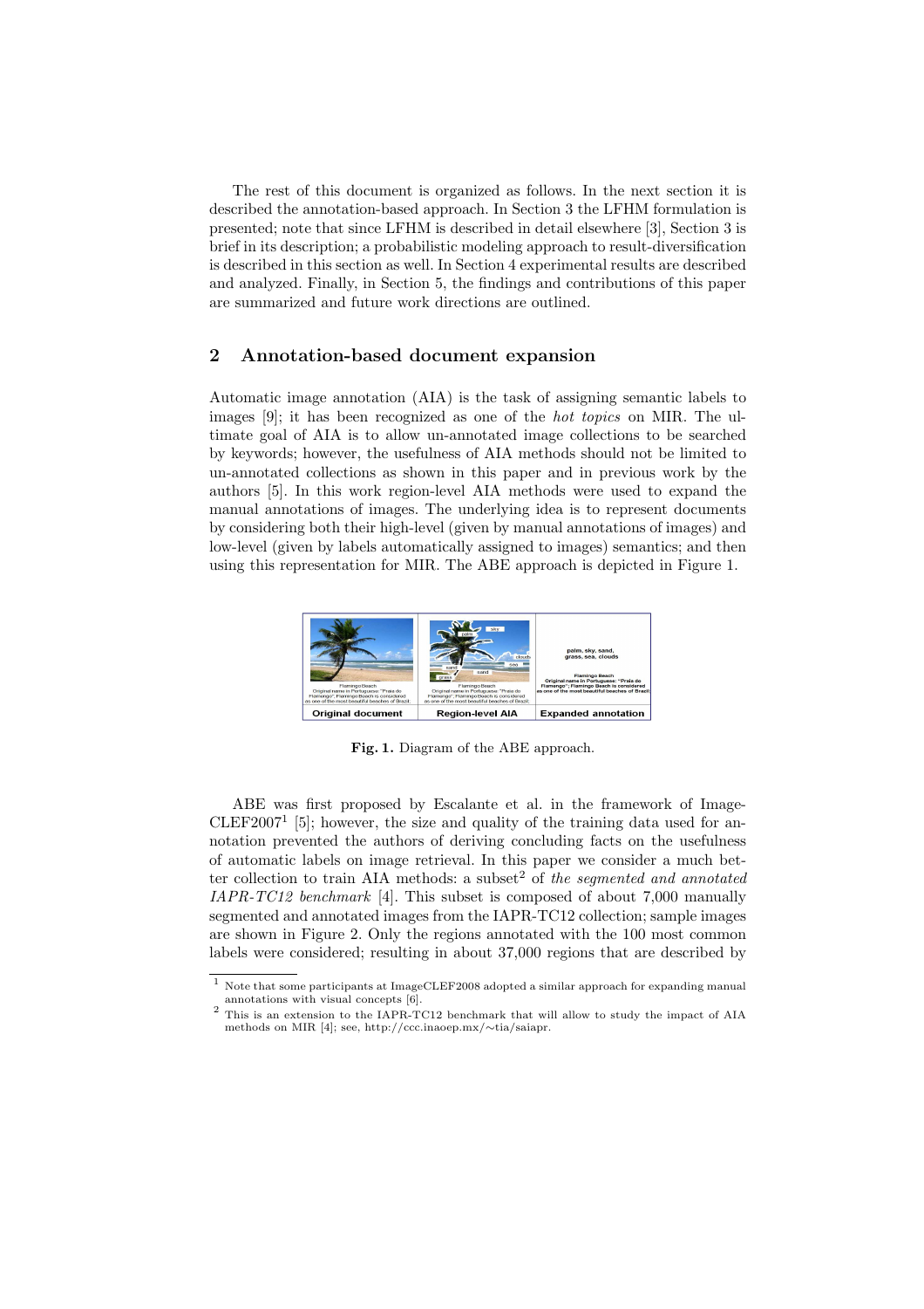The rest of this document is organized as follows. In the next section it is described the annotation-based approach. In Section 3 the LFHM formulation is presented; note that since LFHM is described in detail elsewhere [3], Section 3 is brief in its description; a probabilistic modeling approach to result-diversification is described in this section as well. In Section 4 experimental results are described and analyzed. Finally, in Section 5, the findings and contributions of this paper are summarized and future work directions are outlined.

## 2 Annotation-based document expansion

Automatic image annotation (AIA) is the task of assigning semantic labels to images [9]; it has been recognized as one of the *hot topics* on MIR. The ultimate goal of AIA is to allow un-annotated image collections to be searched by keywords; however, the usefulness of AIA methods should not be limited to un-annotated collections as shown in this paper and in previous work by the authors [5]. In this work region-level AIA methods were used to expand the manual annotations of images. The underlying idea is to represent documents by considering both their high-level (given by manual annotations of images) and low-level (given by labels automatically assigned to images) semantics; and then using this representation for MIR. The ABE approach is depicted in Figure 1.

**Fig. 1.** Diagram of the ABE approach.

ABE was first proposed by Escalante et al. in the framework of ImageCLEF2007[1] [5]; however, the size and quality of the training data used for annotation prevented the authors of deriving concluding facts on the usefulness of automatic labels on image retrieval. In this paper we consider a much better collection to train AIA methods: a subset[2] of *the segmented and annotated IAPR-TC12 benchmark* [4]. This subset is composed of about 7,000 manually segmented and annotated images from the IAPR-TC12 collection; sample images are shown in Figure 2. Only the regions annotated with the 100 most common labels were considered; resulting in about 37,000 regions that are described by

[1] Note that some participants at ImageCLEF2008 adopted a similar approach for expanding manual annotations with visual concepts [6].

[2] This is an extension to the IAPR-TC12 benchmark that will allow to study the impact of AIA methods on MIR [4]; see, http://ccc.inaoep.mx/∼tia/saiapr.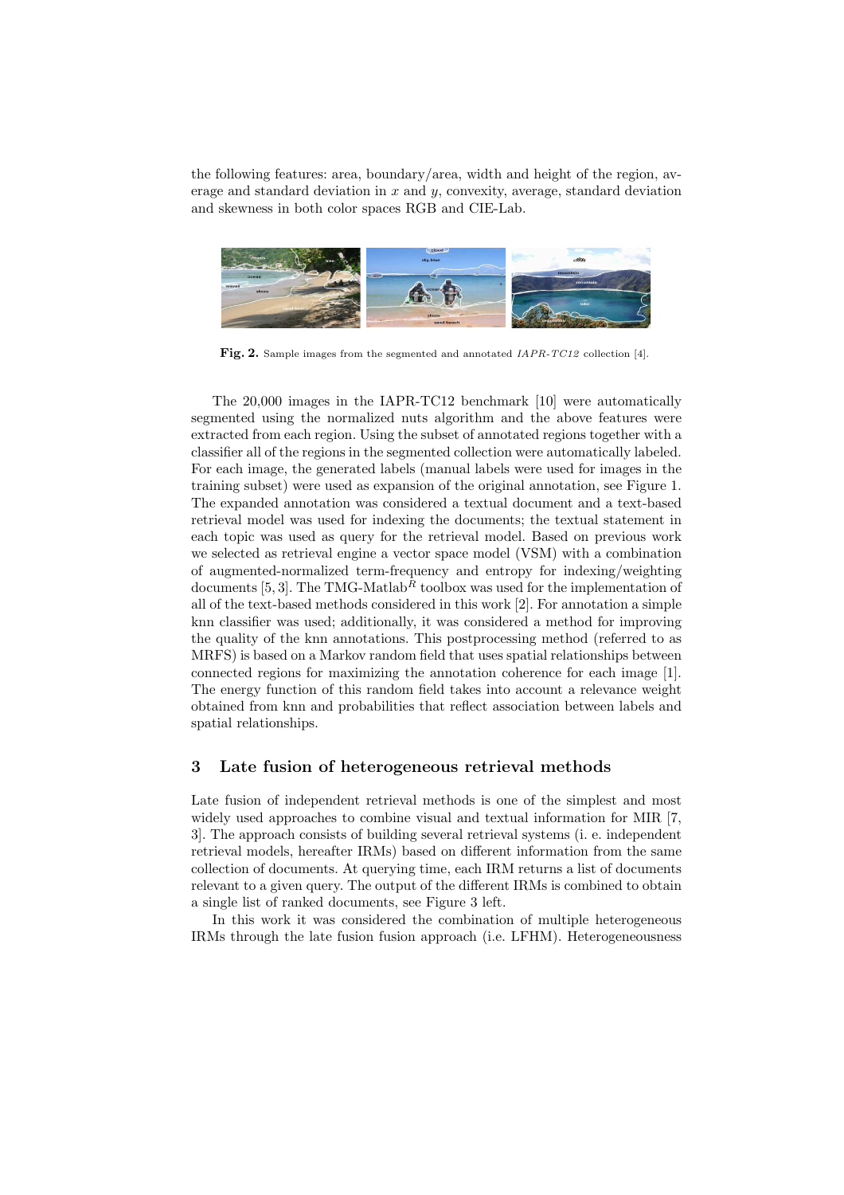the following features: area, boundary/area, width and height of the region, average and standard deviation in $x$ and $y$, convexity, average, standard deviation and skewness in both color spaces RGB and CIE-Lab.

**Fig. 2.** Sample images from the segmented and annotated *IAPR-TC12* collection [4].

The 20,000 images in the IAPR-TC12 benchmark [10] were automatically segmented using the normalized nuts algorithm and the above features were extracted from each region. Using the subset of annotated regions together with a classifier all of the regions in the segmented collection were automatically labeled. For each image, the generated labels (manual labels were used for images in the training subset) were used as expansion of the original annotation, see Figure 1. The expanded annotation was considered a textual document and a text-based retrieval model was used for indexing the documents; the textual statement in each topic was used as query for the retrieval model. Based on previous work we selected as retrieval engine a vector space model (VSM) with a combination of augmented-normalized term-frequency and entropy for indexing/weighting documents [5, 3]. The TMG-Matlab$^{R}$ toolbox was used for the implementation of all of the text-based methods considered in this work [2]. For annotation a simple knn classifier was used; additionally, it was considered a method for improving the quality of the knn annotations. This postprocessing method (referred to as MRFS) is based on a Markov random field that uses spatial relationships between connected regions for maximizing the annotation coherence for each image [1]. The energy function of this random field takes into account a relevance weight obtained from knn and probabilities that reflect association between labels and spatial relationships.

## 3 Late fusion of heterogeneous retrieval methods

Late fusion of independent retrieval methods is one of the simplest and most widely used approaches to combine visual and textual information for MIR [7, 3]. The approach consists of building several retrieval systems (i. e. independent retrieval models, hereafter IRMs) based on different information from the same collection of documents. At querying time, each IRM returns a list of documents relevant to a given query. The output of the different IRMs is combined to obtain a single list of ranked documents, see Figure 3 left.

In this work it was considered the combination of multiple heterogeneous IRMs through the late fusion fusion approach (i.e. LFHM). Heterogeneousness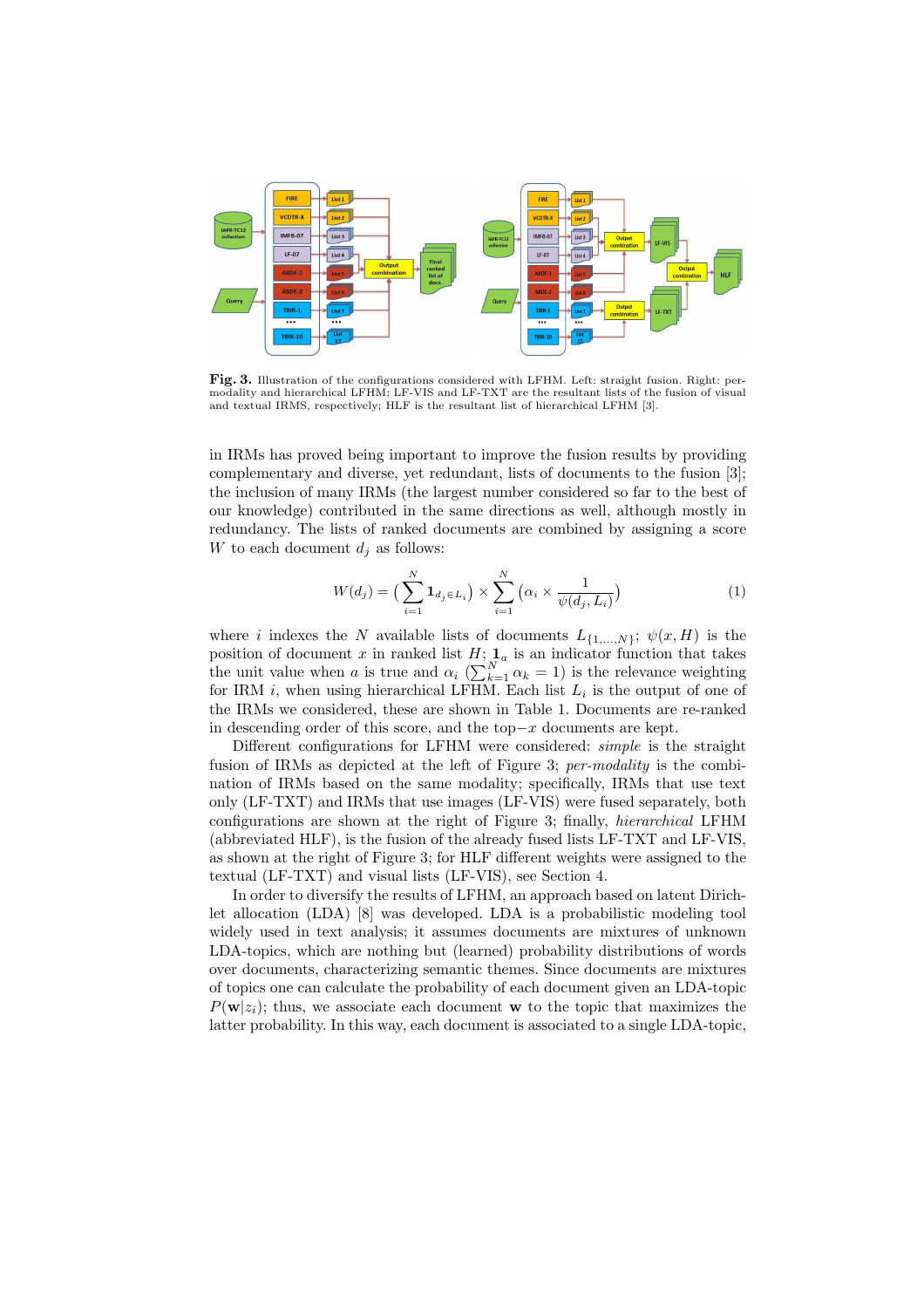**Fig. 3.** Illustration of the configurations considered with LFHM. Left: straight fusion. Right: per-modality and hierarchical LFHM; LF-VIS and LF-TXT are the resultant lists of the fusion of visual and textual IRMS, respectively; HLF is the resultant list of hierarchical LFHM [3].

in IRMs has proved being important to improve the fusion results by providing complementary and diverse, yet redundant, lists of documents to the fusion [3]; the inclusion of many IRMs (the largest number considered so far to the best of our knowledge) contributed in the same directions as well, although mostly in redundancy. The lists of ranked documents are combined by assigning a score $W$ to each document $d_j$ as follows:

$$W(d_j) = \big(\sum_{i=1}^{N} \mathbf{1}_{d_j \in L_i}\big) \times \sum_{i=1}^{N} \big(\alpha_i \times \frac{1}{\psi(d_j, L_i)}\big) \tag{1}$$

where $i$ indexes the $N$ available lists of documents $L_{\{1,\dots,N\}}$; $\psi(x, H)$ is the position of document $x$ in ranked list $H$; $\mathbf{1}_a$ is an indicator function that takes the unit value when $a$ is true and $\alpha_i$ ($\sum_{k=1}^{N} \alpha_k = 1$) is the relevance weighting for IRM $i$, when using hierarchical LFHM. Each list $L_i$ is the output of one of the IRMs we considered, these are shown in Table 1. Documents are re-ranked in descending order of this score, and the top$-x$ documents are kept.

Different configurations for LFHM were considered: *simple* is the straight fusion of IRMs as depicted at the left of Figure 3; *per-modality* is the combination of IRMs based on the same modality; specifically, IRMs that use text only (LF-TXT) and IRMs that use images (LF-VIS) were fused separately, both configurations are shown at the right of Figure 3; finally, *hierarchical* LFHM (abbreviated HLF), is the fusion of the already fused lists LF-TXT and LF-VIS, as shown at the right of Figure 3; for HLF different weights were assigned to the textual (LF-TXT) and visual lists (LF-VIS), see Section 4.

In order to diversify the results of LFHM, an approach based on latent Dirichlet allocation (LDA) [8] was developed. LDA is a probabilistic modeling tool widely used in text analysis; it assumes documents are mixtures of unknown LDA-topics, which are nothing but (learned) probability distributions of words over documents, characterizing semantic themes. Since documents are mixtures of topics one can calculate the probability of each document given an LDA-topic $P(\mathbf{w}|z_i)$; thus, we associate each document $\mathbf{w}$ to the topic that maximizes the latter probability. In this way, each document is associated to a single LDA-topic,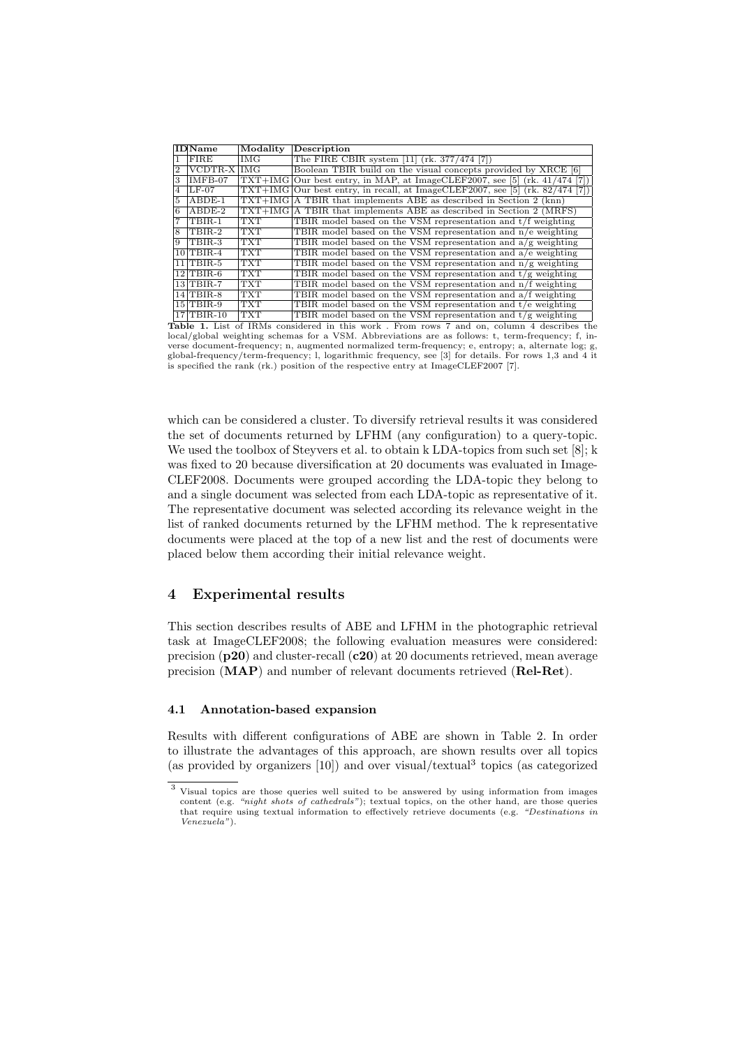| ID | Name | Modality | Description |
|---|---|---|---|
| 1 | FIRE | IMG | The FIRE CBIR system [11] (rk. 377/474 [7]) |
| 2 | VCDTR-X | IMG | Boolean TBIR build on the visual concepts provided by XRCE [6] |
| 3 | IMFB-07 | TXT+IMG | Our best entry, in MAP, at ImageCLEF2007, see [5] (rk. 41/474 [7]) |
| 4 | LF-07 | TXT+IMG | Our best entry, in recall, at ImageCLEF2007, see [5] (rk. 82/474 [7]) |
| 5 | ABDE-1 | TXT+IMG | A TBIR that implements ABE as described in Section 2 (knn) |
| 6 | ABDE-2 | TXT+IMG | A TBIR that implements ABE as described in Section 2 (MRFS) |
| 7 | TBIR-1 | TXT | TBIR model based on the VSM representation and t/f weighting |
| 8 | TBIR-2 | TXT | TBIR model based on the VSM representation and n/e weighting |
| 9 | TBIR-3 | TXT | TBIR model based on the VSM representation and a/g weighting |
| 10 | TBIR-4 | TXT | TBIR model based on the VSM representation and a/e weighting |
| 11 | TBIR-5 | TXT | TBIR model based on the VSM representation and n/g weighting |
| 12 | TBIR-6 | TXT | TBIR model based on the VSM representation and t/g weighting |
| 13 | TBIR-7 | TXT | TBIR model based on the VSM representation and n/f weighting |
| 14 | TBIR-8 | TXT | TBIR model based on the VSM representation and a/f weighting |
| 15 | TBIR-9 | TXT | TBIR model based on the VSM representation and t/e weighting |
| 17 | TBIR-10 | TXT | TBIR model based on the VSM representation and t/g weighting |

**Table 1.** List of IRMs considered in this work . From rows 7 and on, column 4 describes the local/global weighting schemas for a VSM. Abbreviations are as follows: t, term-frequency; f, inverse document-frequency; n, augmented normalized term-frequency; e, entropy; a, alternate log; g, global-frequency/term-frequency; l, logarithmic frequency, see [3] for details. For rows 1,3 and 4 it is specified the rank (rk.) position of the respective entry at ImageCLEF2007 [7].

which can be considered a cluster. To diversify retrieval results it was considered the set of documents returned by LFHM (any configuration) to a query-topic. We used the toolbox of Steyvers et al. to obtain k LDA-topics from such set [8]; k was fixed to 20 because diversification at 20 documents was evaluated in ImageCLEF2008. Documents were grouped according the LDA-topic they belong to and a single document was selected from each LDA-topic as representative of it. The representative document was selected according its relevance weight in the list of ranked documents returned by the LFHM method. The k representative documents were placed at the top of a new list and the rest of documents were placed below them according their initial relevance weight.

## 4 Experimental results

This section describes results of ABE and LFHM in the photographic retrieval task at ImageCLEF2008; the following evaluation measures were considered: precision (**p20**) and cluster-recall (**c20**) at 20 documents retrieved, mean average precision (**MAP**) and number of relevant documents retrieved (**Rel-Ret**).

### 4.1 Annotation-based expansion

Results with different configurations of ABE are shown in Table 2. In order to illustrate the advantages of this approach, are shown results over all topics (as provided by organizers [10]) and over visual/textual[3] topics (as categorized

[3] Visual topics are those queries well suited to be answered by using information from images content (e.g. *"night shots of cathedrals"*); textual topics, on the other hand, are those queries that require using textual information to effectively retrieve documents (e.g. *"Destinations in Venezuela"*).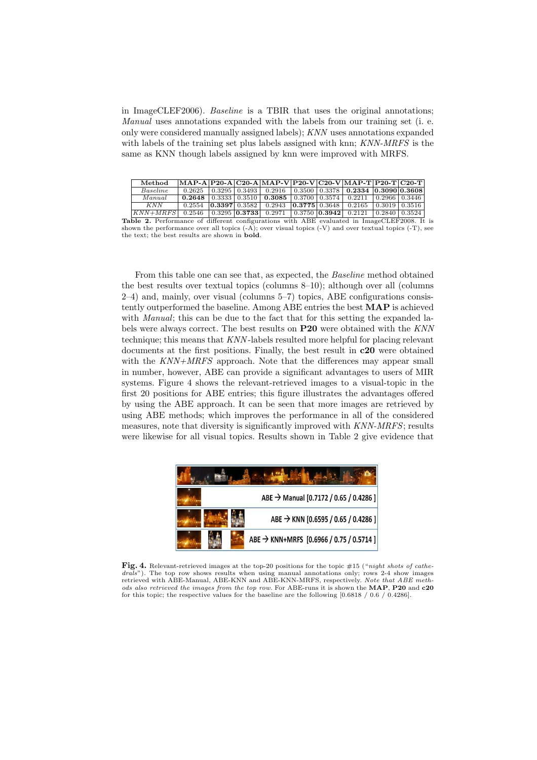in ImageCLEF2006). *Baseline* is a TBIR that uses the original annotations; *Manual* uses annotations expanded with the labels from our training set (i. e. only were considered manually assigned labels); *KNN* uses annotations expanded with labels of the training set plus labels assigned with knn; *KNN-MRFS* is the same as KNN though labels assigned by knn were improved with MRFS.

| Method | MAP-A | P20-A | C20-A | MAP-V | P20-V | C20-V | MAP-T | P20-T | C20-T |
|---|---|---|---|---|---|---|---|---|---|
| *Baseline* | 0.2625 | 0.3295 | 0.3493 | 0.2916 | 0.3500 | 0.3378 | **0.2334** | **0.3090** | **0.3608** |
| *Manual* | **0.2648** | 0.3333 | 0.3510 | **0.3085** | 0.3700 | 0.3574 | 0.2211 | 0.2966 | 0.3446 |
| *KNN* | 0.2554 | **0.3397** | 0.3582 | 0.2943 | **0.3775** | 0.3648 | 0.2165 | 0.3019 | 0.3516 |
| *KNN+MRFS* | 0.2546 | 0.3295 | **0.3733** | 0.2971 | 0.3750 | **0.3942** | 0.2121 | 0.2840 | 0.3524 |

**Table 2.** Performance of different configurations with ABE evaluated in ImageCLEF2008. It is shown the performance over all topics (-A); over visual topics (-V) and over textual topics (-T), see the text; the best results are shown in **bold**.

From this table one can see that, as expected, the *Baseline* method obtained the best results over textual topics (columns 8–10); although over all (columns 2–4) and, mainly, over visual (columns 5–7) topics, ABE configurations consistently outperformed the baseline. Among ABE entries the best **MAP** is achieved with *Manual*; this can be due to the fact that for this setting the expanded labels were always correct. The best results on **P20** were obtained with the *KNN* technique; this means that *KNN*-labels resulted more helpful for placing relevant documents at the first positions. Finally, the best result in **c20** were obtained with the *KNN+MRFS* approach. Note that the differences may appear small in number, however, ABE can provide a significant advantages to users of MIR systems. Figure 4 shows the relevant-retrieved images to a visual-topic in the first 20 positions for ABE entries; this figure illustrates the advantages offered by using the ABE approach. It can be seen that more images are retrieved by using ABE methods; which improves the performance in all of the considered measures, note that diversity is significantly improved with *KNN-MRFS*; results were likewise for all visual topics. Results shown in Table 2 give evidence that

ABE → Manual [0.7172 / 0.65 / 0.4286 ]

ABE → KNN [0.6595 / 0.65 / 0.4286 ]

ABE → KNN+MRFS [0.6966 / 0.75 / 0.5714 ]

**Fig. 4.** Relevant-retrieved images at the top-20 positions for the topic #15 ("*night shots of cathedrals*"). The top row shows results when using manual annotations only; rows 2-4 show images retrieved with ABE-Manual, ABE-KNN and ABE-KNN-MRFS, respectively. *Note that ABE methods also retrieved the images from the top row.* For ABE-runs it is shown the **MAP**, **P20** and **c20** for this topic; the respective values for the baseline are the following [0.6818 / 0.6 / 0.4286].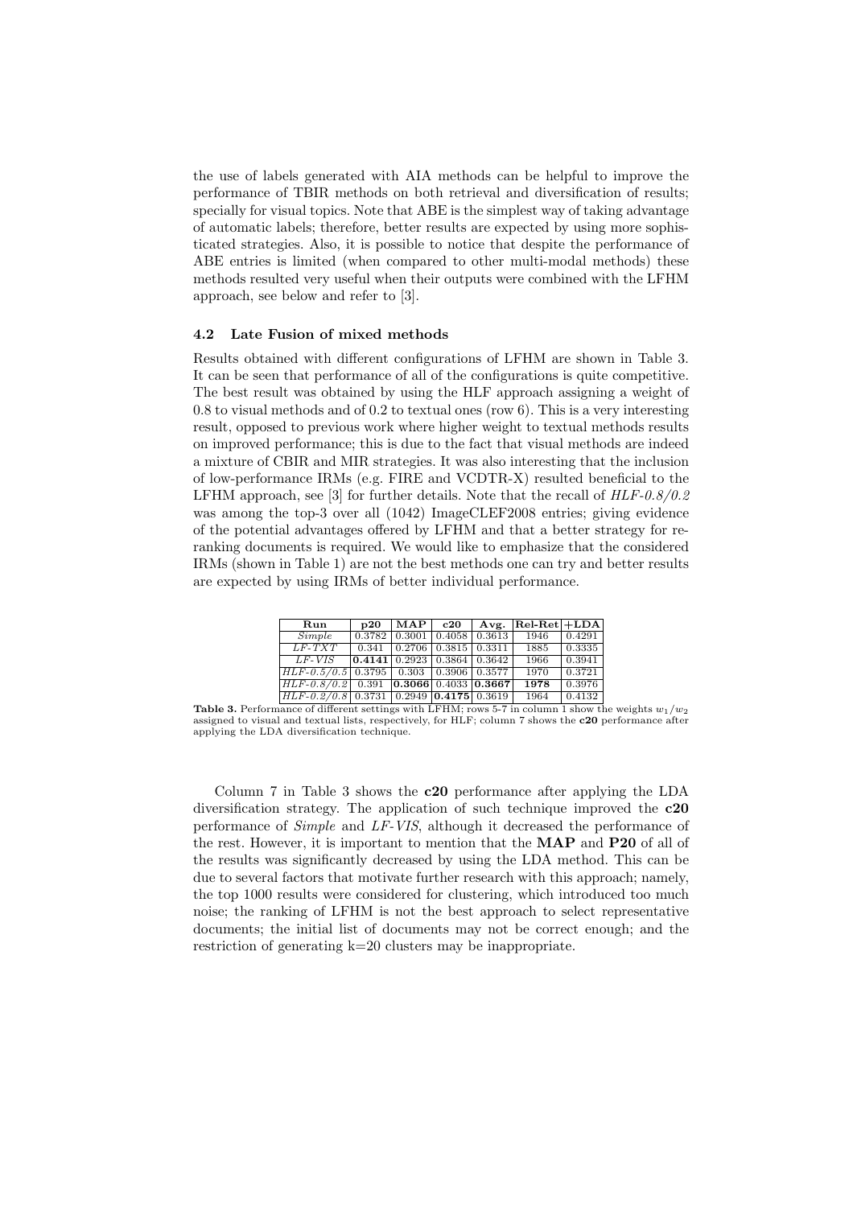the use of labels generated with AIA methods can be helpful to improve the performance of TBIR methods on both retrieval and diversification of results; specially for visual topics. Note that ABE is the simplest way of taking advantage of automatic labels; therefore, better results are expected by using more sophisticated strategies. Also, it is possible to notice that despite the performance of ABE entries is limited (when compared to other multi-modal methods) these methods resulted very useful when their outputs were combined with the LFHM approach, see below and refer to [3].

### 4.2 Late Fusion of mixed methods

Results obtained with different configurations of LFHM are shown in Table 3. It can be seen that performance of all of the configurations is quite competitive. The best result was obtained by using the HLF approach assigning a weight of 0.8 to visual methods and of 0.2 to textual ones (row 6). This is a very interesting result, opposed to previous work where higher weight to textual methods results on improved performance; this is due to the fact that visual methods are indeed a mixture of CBIR and MIR strategies. It was also interesting that the inclusion of low-performance IRMs (e.g. FIRE and VCDTR-X) resulted beneficial to the LFHM approach, see [3] for further details. Note that the recall of *HLF-0.8/0.2* was among the top-3 over all (1042) ImageCLEF2008 entries; giving evidence of the potential advantages offered by LFHM and that a better strategy for re-ranking documents is required. We would like to emphasize that the considered IRMs (shown in Table 1) are not the best methods one can try and better results are expected by using IRMs of better individual performance.

| Run | p20 | MAP | c20 | Avg. | Rel-Ret | +LDA |
|---|---|---|---|---|---|---|
| *Simple* | 0.3782 | 0.3001 | 0.4058 | 0.3613 | 1946 | 0.4291 |
| *LF-TXT* | 0.341 | 0.2706 | 0.3815 | 0.3311 | 1885 | 0.3335 |
| *LF-VIS* | **0.4141** | 0.2923 | 0.3864 | 0.3642 | 1966 | 0.3941 |
| *HLF-0.5/0.5* | 0.3795 | 0.303 | 0.3906 | 0.3577 | 1970 | 0.3721 |
| *HLF-0.8/0.2* | 0.391 | **0.3066** | 0.4033 | **0.3667** | **1978** | 0.3976 |
| *HLF-0.2/0.8* | 0.3731 | 0.2949 | **0.4175** | 0.3619 | 1964 | 0.4132 |

**Table 3.** Performance of different settings with LFHM; rows 5-7 in column 1 show the weights $w_1/w_2$ assigned to visual and textual lists, respectively, for HLF; column 7 shows the **c20** performance after applying the LDA diversification technique.

Column 7 in Table 3 shows the **c20** performance after applying the LDA diversification strategy. The application of such technique improved the **c20** performance of *Simple* and *LF-VIS*, although it decreased the performance of the rest. However, it is important to mention that the **MAP** and **P20** of all of the results was significantly decreased by using the LDA method. This can be due to several factors that motivate further research with this approach; namely, the top 1000 results were considered for clustering, which introduced too much noise; the ranking of LFHM is not the best approach to select representative documents; the initial list of documents may not be correct enough; and the restriction of generating k=20 clusters may be inappropriate.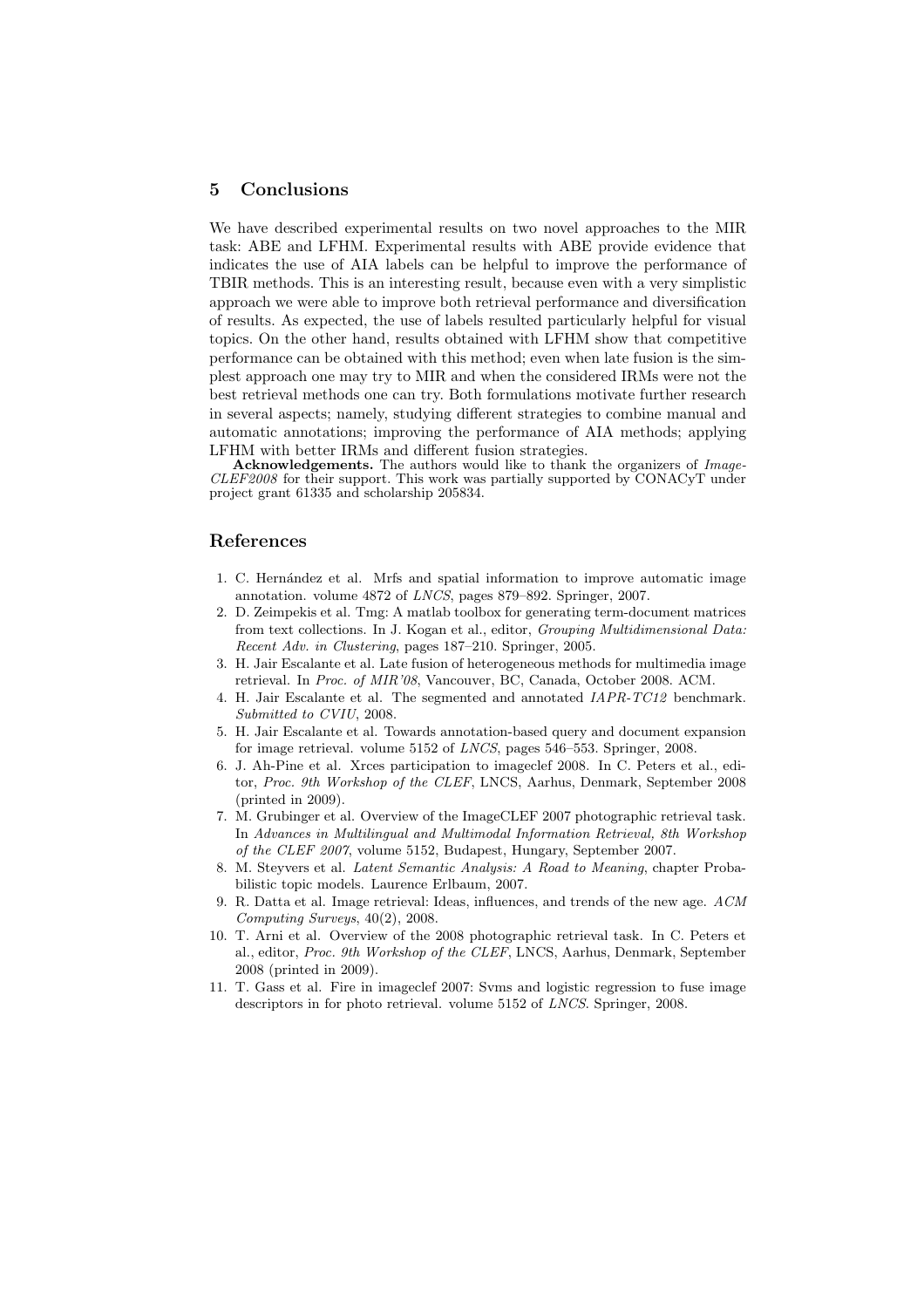## 5 Conclusions

We have described experimental results on two novel approaches to the MIR task: ABE and LFHM. Experimental results with ABE provide evidence that indicates the use of AIA labels can be helpful to improve the performance of TBIR methods. This is an interesting result, because even with a very simplistic approach we were able to improve both retrieval performance and diversification of results. As expected, the use of labels resulted particularly helpful for visual topics. On the other hand, results obtained with LFHM show that competitive performance can be obtained with this method; even when late fusion is the simplest approach one may try to MIR and when the considered IRMs were not the best retrieval methods one can try. Both formulations motivate further research in several aspects; namely, studying different strategies to combine manual and automatic annotations; improving the performance of AIA methods; applying LFHM with better IRMs and different fusion strategies.

**Acknowledgements.** The authors would like to thank the organizers of *ImageCLEF2008* for their support. This work was partially supported by CONACyT under project grant 61335 and scholarship 205834.

## References

1. C. Hernández et al. Mrfs and spatial information to improve automatic image annotation. volume 4872 of *LNCS*, pages 879–892. Springer, 2007.
2. D. Zeimpekis et al. Tmg: A matlab toolbox for generating term-document matrices from text collections. In J. Kogan et al., editor, *Grouping Multidimensional Data: Recent Adv. in Clustering*, pages 187–210. Springer, 2005.
3. H. Jair Escalante et al. Late fusion of heterogeneous methods for multimedia image retrieval. In *Proc. of MIR'08*, Vancouver, BC, Canada, October 2008. ACM.
4. H. Jair Escalante et al. The segmented and annotated *IAPR-TC12* benchmark. *Submitted to CVIU*, 2008.
5. H. Jair Escalante et al. Towards annotation-based query and document expansion for image retrieval. volume 5152 of *LNCS*, pages 546–553. Springer, 2008.
6. J. Ah-Pine et al. Xrces participation to imageclef 2008. In C. Peters et al., editor, *Proc. 9th Workshop of the CLEF*, LNCS, Aarhus, Denmark, September 2008 (printed in 2009).
7. M. Grubinger et al. Overview of the ImageCLEF 2007 photographic retrieval task. In *Advances in Multilingual and Multimodal Information Retrieval, 8th Workshop of the CLEF 2007*, volume 5152, Budapest, Hungary, September 2007.
8. M. Steyvers et al. *Latent Semantic Analysis: A Road to Meaning*, chapter Probabilistic topic models. Laurence Erlbaum, 2007.
9. R. Datta et al. Image retrieval: Ideas, influences, and trends of the new age. *ACM Computing Surveys*, 40(2), 2008.
10. T. Arni et al. Overview of the 2008 photographic retrieval task. In C. Peters et al., editor, *Proc. 9th Workshop of the CLEF*, LNCS, Aarhus, Denmark, September 2008 (printed in 2009).
11. T. Gass et al. Fire in imageclef 2007: Svms and logistic regression to fuse image descriptors in for photo retrieval. volume 5152 of *LNCS*. Springer, 2008.